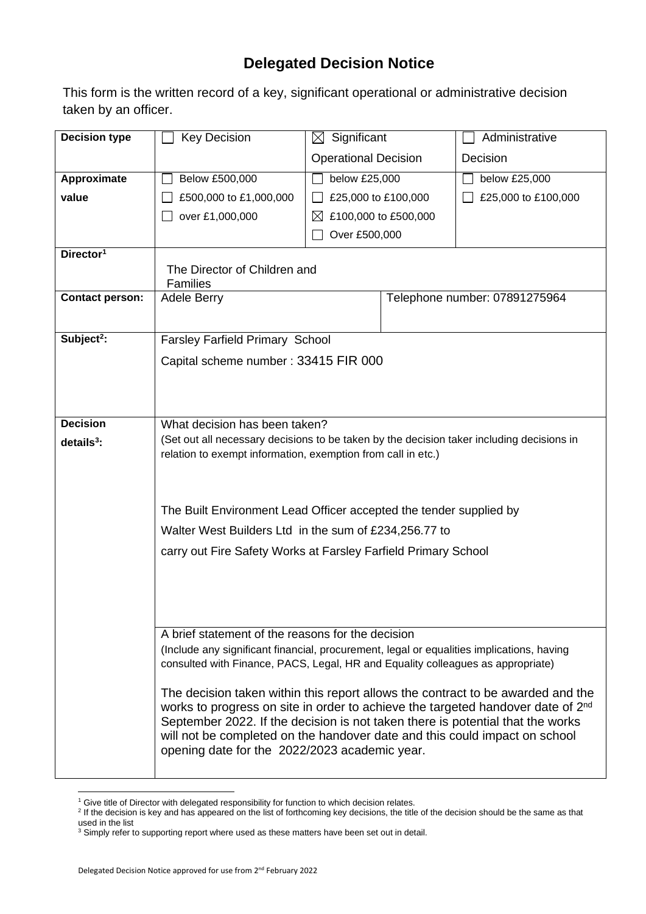# Delegated Decision Notice

This form is the written record of a key, significant operational or administrative decision taken by an officer.

| **Decision type** | ☐ Key Decision | ☒ Significant Operational Decision | ☐ Administrative Decision |
|---|---|---|---|
| **Approximate value** | ☐ Below £500,000<br>☐ £500,000 to £1,000,000<br>☐ over £1,000,000 | ☐ below £25,000<br>☐ £25,000 to £100,000<br>☒ £100,000 to £500,000<br>☐ Over £500,000 | ☐ below £25,000<br>☐ £25,000 to £100,000 |
| **Director**[1] | The Director of Children and Families | | |
| **Contact person:** | Adele Berry | Telephone number: 07891275964 | |
| **Subject**[2]**:** | Farsley Farfield Primary School<br>Capital scheme number : 33415 FIR 000 | | |
| **Decision details**[3]**:** | What decision has been taken?<br>(Set out all necessary decisions to be taken by the decision taker including decisions in relation to exempt information, exemption from call in etc.)<br><br>The Built Environment Lead Officer accepted the tender supplied by Walter West Builders Ltd in the sum of £234,256.77 to carry out Fire Safety Works at Farsley Farfield Primary School | | |
| | A brief statement of the reasons for the decision<br>(Include any significant financial, procurement, legal or equalities implications, having consulted with Finance, PACS, Legal, HR and Equality colleagues as appropriate)<br><br>The decision taken within this report allows the contract to be awarded and the works to progress on site in order to achieve the targeted handover date of 2nd September 2022. If the decision is not taken there is potential that the works will not be completed on the handover date and this could impact on school opening date for the 2022/2023 academic year. | | |

[1] Give title of Director with delegated responsibility for function to which decision relates.
[2] If the decision is key and has appeared on the list of forthcoming key decisions, the title of the decision should be the same as that used in the list
[3] Simply refer to supporting report where used as these matters have been set out in detail.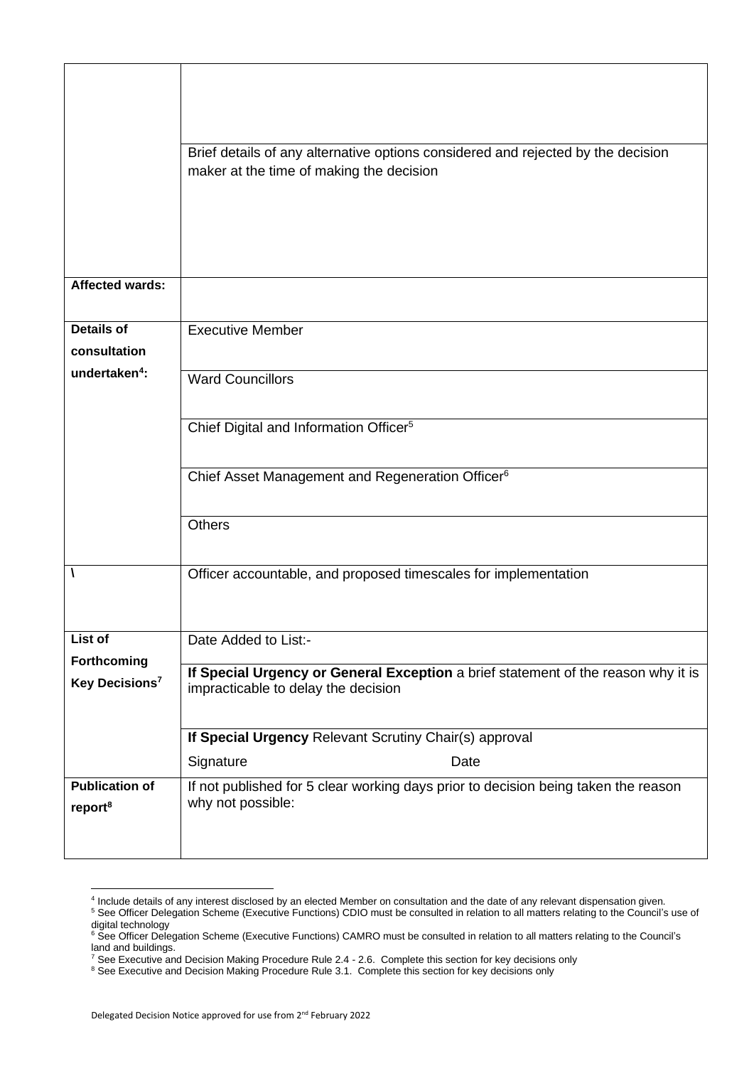| | |
|---|---|
| | |
| | Brief details of any alternative options considered and rejected by the decision maker at the time of making the decision |
| **Affected wards:** | |
| **Details of consultation undertaken[4]:** | Executive Member |
| | Ward Councillors |
| | Chief Digital and Information Officer[5] |
| | Chief Asset Management and Regeneration Officer[6] |
| | Others |
| \ | Officer accountable, and proposed timescales for implementation |
| **List of Forthcoming Key Decisions[7]** | Date Added to List:- |
| | **If Special Urgency or General Exception** a brief statement of the reason why it is impracticable to delay the decision |
| | **If Special Urgency** Relevant Scrutiny Chair(s) approval<br>Signature Date |
| **Publication of report[8]** | If not published for 5 clear working days prior to decision being taken the reason why not possible: |

[4] Include details of any interest disclosed by an elected Member on consultation and the date of any relevant dispensation given.
[5] See Officer Delegation Scheme (Executive Functions) CDIO must be consulted in relation to all matters relating to the Council's use of digital technology
[6] See Officer Delegation Scheme (Executive Functions) CAMRO must be consulted in relation to all matters relating to the Council's land and buildings.
[7] See Executive and Decision Making Procedure Rule 2.4 - 2.6. Complete this section for key decisions only
[8] See Executive and Decision Making Procedure Rule 3.1. Complete this section for key decisions only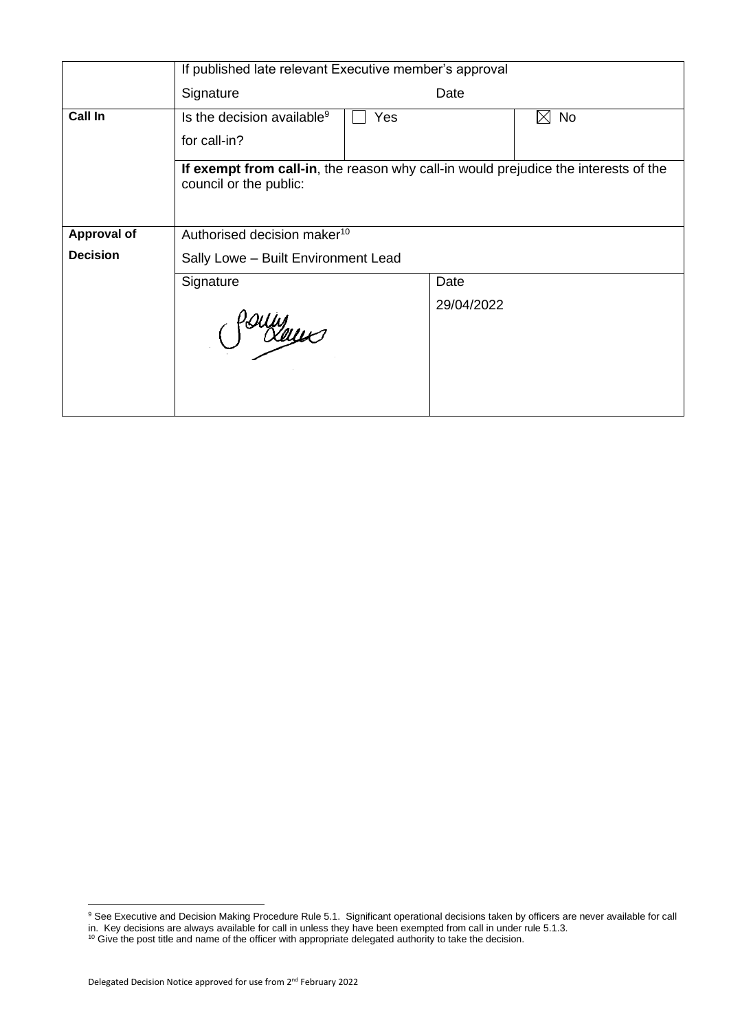| | | | | |
|---|---|---|---|---|
| | If published late relevant Executive member's approval | | | |
| | Signature | | Date | |
| **Call In** | Is the decision available[9] for call-in? | ☐ Yes | | ☒ No |
| | **If exempt from call-in**, the reason why call-in would prejudice the interests of the council or the public: | | | |
| **Approval of Decision** | Authorised decision maker[10] | | | |
| | Sally Lowe – Built Environment Lead | | | |
| | Signature | | Date | |
| | | | 29/04/2022 | |

[9] See Executive and Decision Making Procedure Rule 5.1. Significant operational decisions taken by officers are never available for call in. Key decisions are always available for call in unless they have been exempted from call in under rule 5.1.3.

[10] Give the post title and name of the officer with appropriate delegated authority to take the decision.

Delegated Decision Notice approved for use from 2nd February 2022